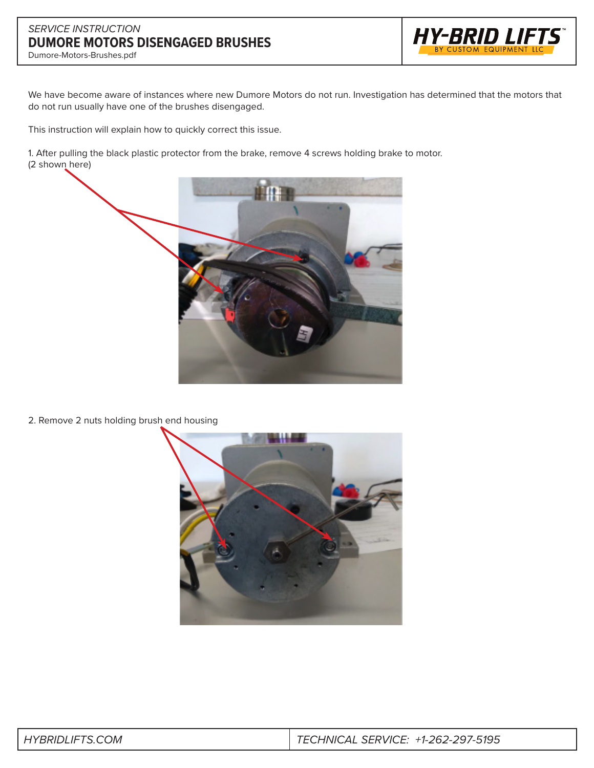*SERVICE INSTRUCTION*

# DUMORE MOTORS DISENGAGED BRUSHES

Dumore-Motors-Brushes.pdf

We have become aware of instances where new Dumore Motors do not run. Investigation has determined that the motors that do not run usually have one of the brushes disengaged.

This instruction will explain how to quickly correct this issue.

1. After pulling the black plastic protector from the brake, remove 4 screws holding brake to motor. (2 shown here)

2. Remove 2 nuts holding brush end housing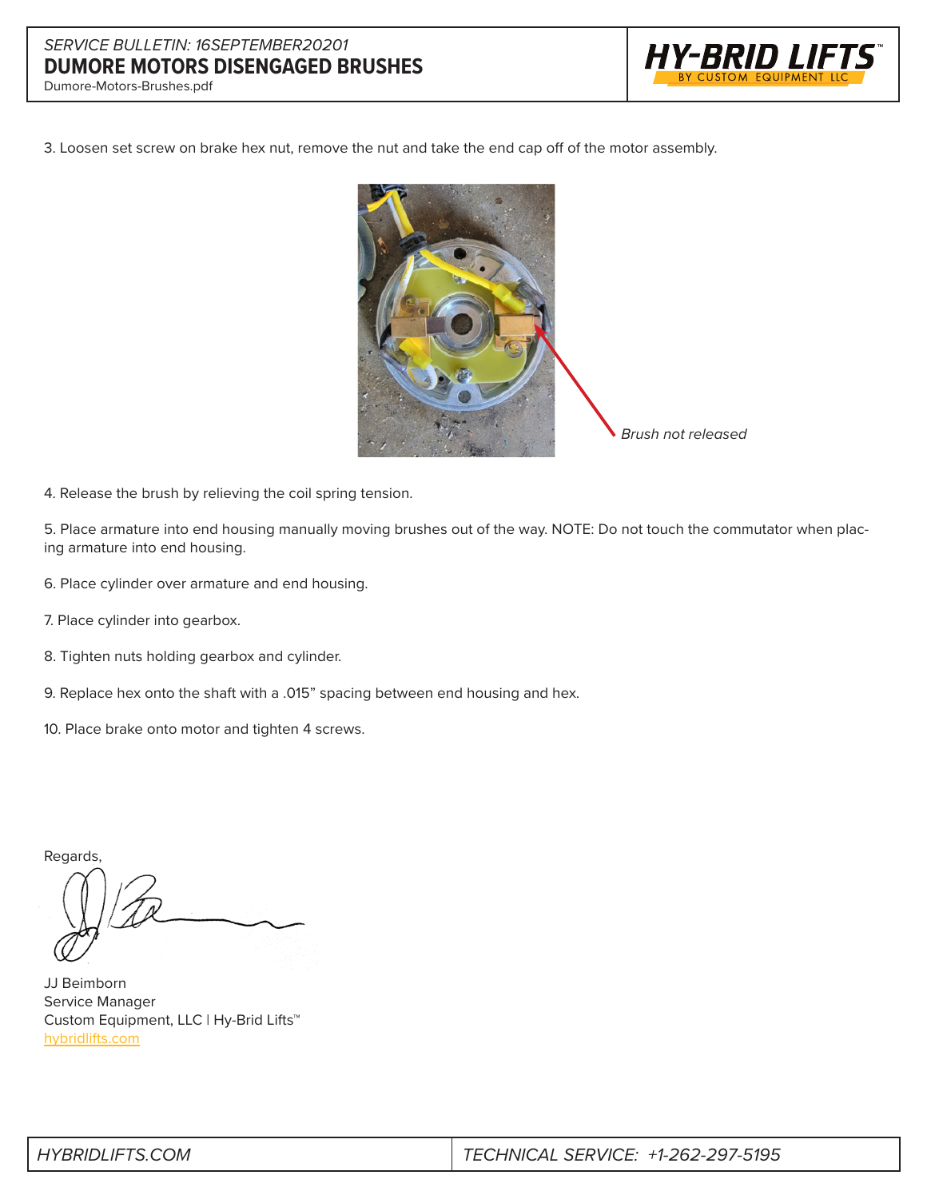3. Loosen set screw on brake hex nut, remove the nut and take the end cap off of the motor assembly.

*Brush not released*

4. Release the brush by relieving the coil spring tension.

5. Place armature into end housing manually moving brushes out of the way. NOTE: Do not touch the commutator when placing armature into end housing.

6. Place cylinder over armature and end housing.

7. Place cylinder into gearbox.

8. Tighten nuts holding gearbox and cylinder.

9. Replace hex onto the shaft with a .015” spacing between end housing and hex.

10. Place brake onto motor and tighten 4 screws.

Regards,

JJ Beimborn
Service Manager
Custom Equipment, LLC | Hy-Brid Lifts™
hybridlifts.com